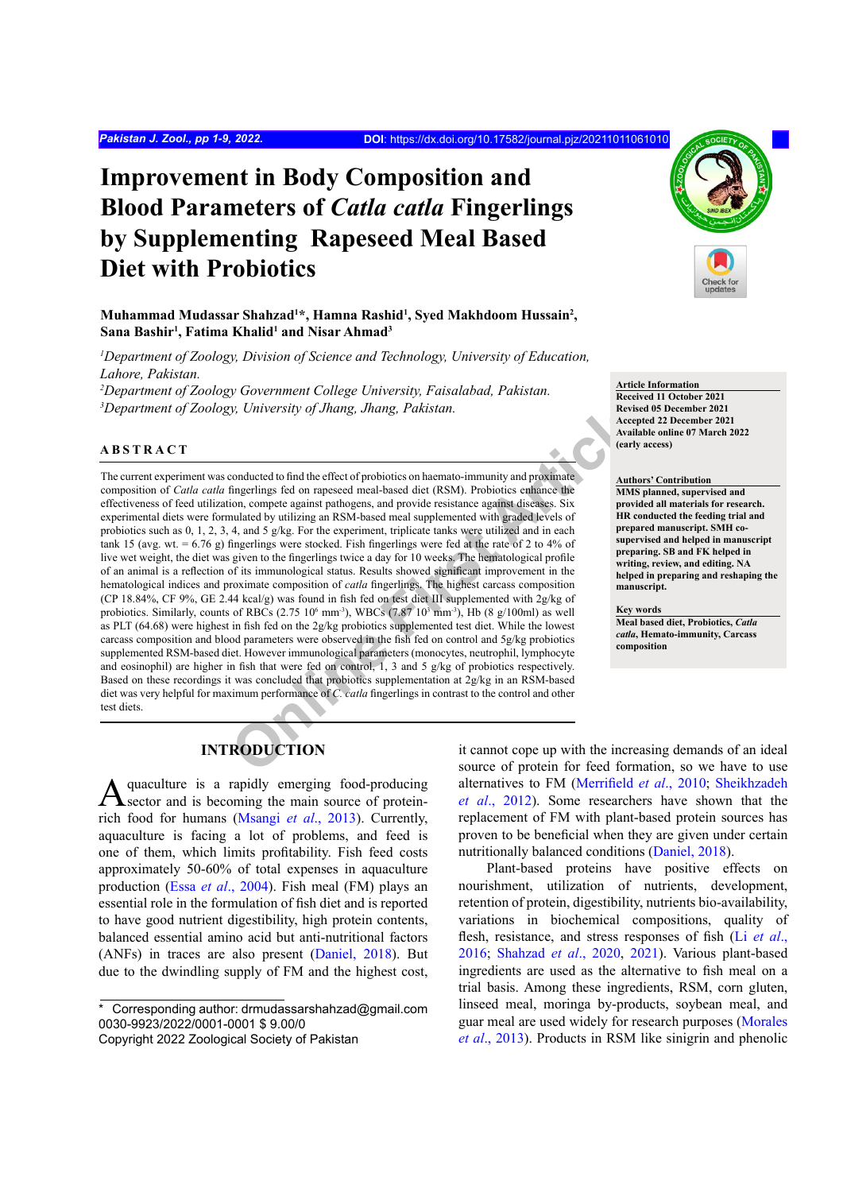# Improvement in Body Composition and Blood Parameters of *Catla catla* Fingerlings by Supplementing Rapeseed Meal Based Diet with Probiotics

**Muhammad Mudassar Shahzad[1]*, Hamna Rashid[1], Syed Makhdoom Hussain[2], Sana Bashir[1], Fatima Khalid[1] and Nisar Ahmad[3]**

*[1]Department of Zoology, Division of Science and Technology, University of Education, Lahore, Pakistan.*
*[2]Department of Zoology Government College University, Faisalabad, Pakistan.*
*[3]Department of Zoology, University of Jhang, Jhang, Pakistan.*

**Article Information**
Received 11 October 2021
Revised 05 December 2021
Accepted 22 December 2021
Available online 07 March 2022 (early access)

**Authors' Contribution**
MMS planned, supervised and provided all materials for research. HR conducted the feeding trial and prepared manuscript. SMH co-supervised and helped in manuscript preparing. SB and FK helped in writing, review, and editing. NA helped in preparing and reshaping the manuscript.

**Key words**
Meal based diet, Probiotics, *Catla catla*, Hemato-immunity, Carcass composition

## ABSTRACT

The current experiment was conducted to find the effect of probiotics on haemato-immunity and proximate composition of *Catla catla* fingerlings fed on rapeseed meal-based diet (RSM). Probiotics enhance the effectiveness of feed utilization, compete against pathogens, and provide resistance against diseases. Six experimental diets were formulated by utilizing an RSM-based meal supplemented with graded levels of probiotics such as 0, 1, 2, 3, 4, and 5 g/kg. For the experiment, triplicate tanks were utilized and in each tank 15 (avg. wt. = 6.76 g) fingerlings were stocked. Fish fingerlings were fed at the rate of 2 to 4% of live wet weight, the diet was given to the fingerlings twice a day for 10 weeks. The hematological profile of an animal is a reflection of its immunological status. Results showed significant improvement in the hematological indices and proximate composition of *catla* fingerlings. The highest carcass composition (CP 18.84%, CF 9%, GE 2.44 kcal/g) was found in fish fed on test diet III supplemented with 2g/kg of probiotics. Similarly, counts of RBCs (2.75 $10^6$ $mm^{-3}$), WBCs (7.87 $10^3$ $mm^{-3}$), Hb (8 g/100ml) as well as PLT (64.68) were highest in fish fed on the 2g/kg probiotics supplemented test diet. While the lowest carcass composition and blood parameters were observed in the fish fed on control and 5g/kg probiotics supplemented RSM-based diet. However immunological parameters (monocytes, neutrophil, lymphocyte and eosinophil) are higher in fish that were fed on control, 1, 3 and 5 g/kg of probiotics respectively. Based on these recordings it was concluded that probiotics supplementation at 2g/kg in an RSM-based diet was very helpful for maximum performance of *C. catla* fingerlings in contrast to the control and other test diets.

## INTRODUCTION

Aquaculture is a rapidly emerging food-producing sector and is becoming the main source of protein-rich food for humans (Msangi *et al*., 2013). Currently, aquaculture is facing a lot of problems, and feed is one of them, which limits profitability. Fish feed costs approximately 50-60% of total expenses in aquaculture production (Essa *et al*., 2004). Fish meal (FM) plays an essential role in the formulation of fish diet and is reported to have good nutrient digestibility, high protein contents, balanced essential amino acid but anti-nutritional factors (ANFs) in traces are also present (Daniel, 2018). But due to the dwindling supply of FM and the highest cost, it cannot cope up with the increasing demands of an ideal source of protein for feed formation, so we have to use alternatives to FM (Merrifield *et al*., 2010; Sheikhzadeh *et al*., 2012). Some researchers have shown that the replacement of FM with plant-based protein sources has proven to be beneficial when they are given under certain nutritionally balanced conditions (Daniel, 2018).

Plant-based proteins have positive effects on nourishment, utilization of nutrients, development, retention of protein, digestibility, nutrients bio-availability, variations in biochemical compositions, quality of flesh, resistance, and stress responses of fish (Li *et al*., 2016; Shahzad *et al*., 2020, 2021). Various plant-based ingredients are used as the alternative to fish meal on a trial basis. Among these ingredients, RSM, corn gluten, linseed meal, moringa by-products, soybean meal, and guar meal are used widely for research purposes (Morales *et al*., 2013). Products in RSM like sinigrin and phenolic

\* Corresponding author: drmudassarshahzad@gmail.com
0030-9923/2022/0001-0001 $ 9.00/0
Copyright 2022 Zoological Society of Pakistan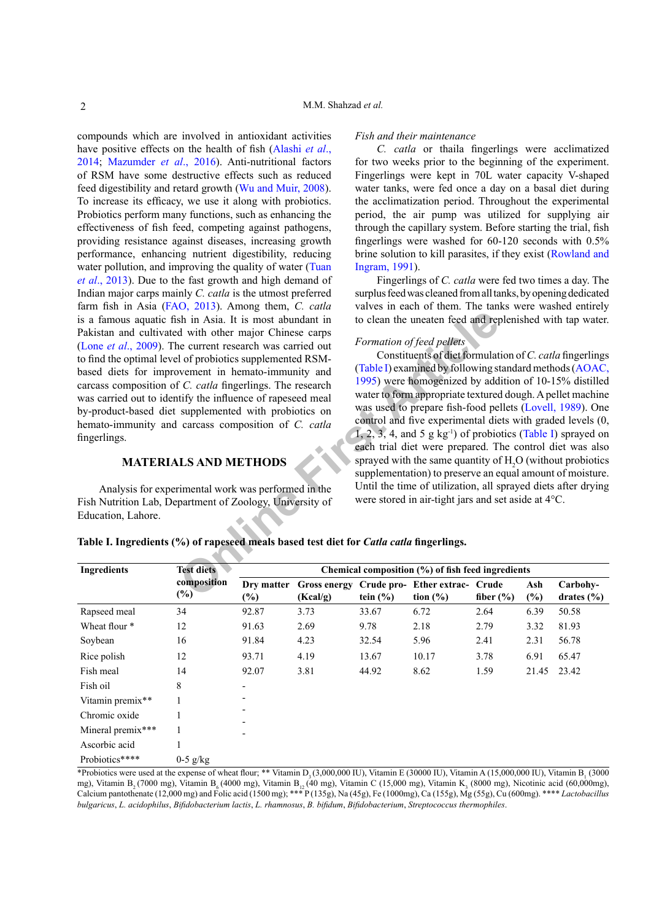compounds which are involved in antioxidant activities have positive effects on the health of fish (Alashi *et al*., 2014; Mazumder *et al*., 2016). Anti-nutritional factors of RSM have some destructive effects such as reduced feed digestibility and retard growth (Wu and Muir, 2008). To increase its efficacy, we use it along with probiotics. Probiotics perform many functions, such as enhancing the effectiveness of fish feed, competing against pathogens, providing resistance against diseases, increasing growth performance, enhancing nutrient digestibility, reducing water pollution, and improving the quality of water (Tuan *et al*., 2013). Due to the fast growth and high demand of Indian major carps mainly *C. catla* is the utmost preferred farm fish in Asia (FAO, 2013). Among them, *C. catla* is a famous aquatic fish in Asia. It is most abundant in Pakistan and cultivated with other major Chinese carps (Lone *et al*., 2009). The current research was carried out to find the optimal level of probiotics supplemented RSM-based diets for improvement in hemato-immunity and carcass composition of *C. catla* fingerlings. The research was carried out to identify the influence of rapeseed meal by-product-based diet supplemented with probiotics on hemato-immunity and carcass composition of *C. catla* fingerlings.

## MATERIALS AND METHODS

Analysis for experimental work was performed in the Fish Nutrition Lab, Department of Zoology, University of Education, Lahore.

*Fish and their maintenance*

*C. catla* or thaila fingerlings were acclimatized for two weeks prior to the beginning of the experiment. Fingerlings were kept in 70L water capacity V-shaped water tanks, were fed once a day on a basal diet during the acclimatization period. Throughout the experimental period, the air pump was utilized for supplying air through the capillary system. Before starting the trial, fish fingerlings were washed for 60-120 seconds with 0.5% brine solution to kill parasites, if they exist (Rowland and Ingram, 1991).

Fingerlings of *C. catla* were fed two times a day. The surplus feed was cleaned from all tanks, by opening dedicated valves in each of them. The tanks were washed entirely to clean the uneaten feed and replenished with tap water.

*Formation of feed pellets*

Constituents of diet formulation of *C. catla* fingerlings (Table I) examined by following standard methods (AOAC, 1995) were homogenized by addition of 10-15% distilled water to form appropriate textured dough. A pellet machine was used to prepare fish-food pellets (Lovell, 1989). One control and five experimental diets with graded levels (0, 1, 2, 3, 4, and 5 g kg$^{-1}$) of probiotics (Table I) sprayed on each trial diet were prepared. The control diet was also sprayed with the same quantity of $H_2O$ (without probiotics supplementation) to preserve an equal amount of moisture. Until the time of utilization, all sprayed diets after drying were stored in air-tight jars and set aside at 4°C.

**Table I. Ingredients (%) of rapeseed meals based test diet for *Catla catla* fingerlings.**

| Ingredients | Test diets composition (%) | Chemical composition (%) of fish feed ingredients | | | | | | |
|---|---|---|---|---|---|---|---|---|
| | | Dry matter (%) | Gross energy (Kcal/g) | Crude protein (%) | Ether extraction (%) | Crude fiber (%) | Ash (%) | Carbohydrates (%) |
| Rapseed meal | 34 | 92.87 | 3.73 | 33.67 | 6.72 | 2.64 | 6.39 | 50.58 |
| Wheat flour * | 12 | 91.63 | 2.69 | 9.78 | 2.18 | 2.79 | 3.32 | 81.93 |
| Soybean | 16 | 91.84 | 4.23 | 32.54 | 5.96 | 2.41 | 2.31 | 56.78 |
| Rice polish | 12 | 93.71 | 4.19 | 13.67 | 10.17 | 3.78 | 6.91 | 65.47 |
| Fish meal | 14 | 92.07 | 3.81 | 44.92 | 8.62 | 1.59 | 21.45 | 23.42 |
| Fish oil | 8 | - | | | | | | |
| Vitamin premix** | 1 | - | | | | | | |
| Chromic oxide | 1 | - | | | | | | |
| Mineral premix*** | 1 | - | | | | | | |
| Ascorbic acid | 1 | | | | | | | |
| Probiotics**** | 0-5 g/kg | | | | | | | |

*Probiotics were used at the expense of wheat flour; ** Vitamin $D_3$ (3,000,000 IU), Vitamin E (30000 IU), Vitamin A (15,000,000 IU), Vitamin $B_1$ (3000 mg), Vitamin $B_2$ (7000 mg), Vitamin $B_6$ (4000 mg), Vitamin $B_{12}$ (40 mg), Vitamin C (15,000 mg), Vitamin $K_3$ (8000 mg), Nicotinic acid (60,000mg), Calcium pantothenate (12,000 mg) and Folic acid (1500 mg); *** P (135g), Na (45g), Fe (1000mg), Ca (155g), Mg (55g), Cu (600mg). **** *Lactobacillus bulgaricus*, *L. acidophilus*, *Bifidobacterium lactis*, *L. rhamnosus*, *B. bifidum*, *Bifidobacterium*, *Streptococcus thermophiles*.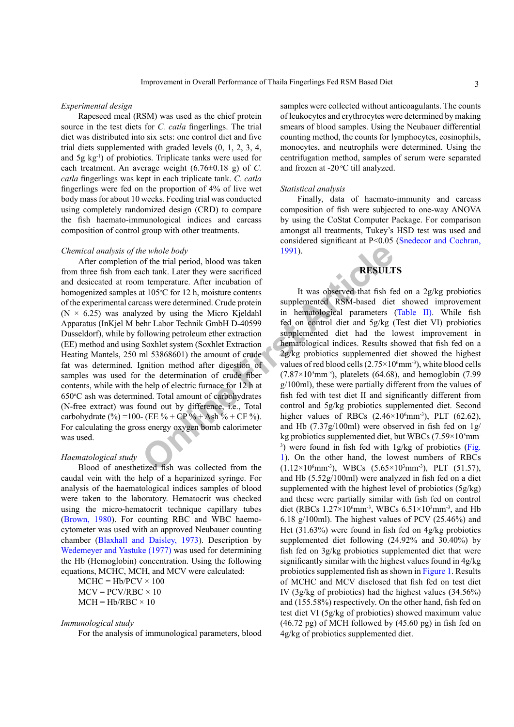### *Experimental design*

Rapeseed meal (RSM) was used as the chief protein source in the test diets for *C. catla* fingerlings. The trial diet was distributed into six sets: one control diet and five trial diets supplemented with graded levels (0, 1, 2, 3, 4, and 5g $kg^{-1}$) of probiotics. Triplicate tanks were used for each treatment. An average weight (6.76±0.18 g) of *C. catla* fingerlings was kept in each triplicate tank. *C. catla* fingerlings were fed on the proportion of 4% of live wet body mass for about 10 weeks. Feeding trial was conducted using completely randomized design (CRD) to compare the fish haemato-immunological indices and carcass composition of control group with other treatments.

### *Chemical analysis of the whole body*

After completion of the trial period, blood was taken from three fish from each tank. Later they were sacrificed and desiccated at room temperature. After incubation of homogenized samples at 105°C for 12 h, moisture contents of the experimental carcass were determined. Crude protein (N × 6.25) was analyzed by using the Micro Kjeldahl Apparatus (InKjel M behr Labor Technik GmbH D-40599 Dusseldorf), while by following petroleum ether extraction (EE) method and using Soxhlet system (Soxhlet Extraction Heating Mantels, 250 ml 53868601) the amount of crude fat was determined. Ignition method after digestion of samples was used for the determination of crude fiber contents, while with the help of electric furnace for 12 h at 650°C ash was determined. Total amount of carbohydrates (N-free extract) was found out by difference, i.e., Total carbohydrate (%) =100- (EE % + CP % + Ash % + CF %). For calculating the gross energy oxygen bomb calorimeter was used.

### *Haematological study*

Blood of anesthetized fish was collected from the caudal vein with the help of a heparinized syringe. For analysis of the haematological indices samples of blood were taken to the laboratory. Hematocrit was checked using the micro-hematocrit technique capillary tubes (Brown, 1980). For counting RBC and WBC haemo-cytometer was used with an approved Neubauer counting chamber (Blaxhall and Daisley, 1973). Description by Wedemeyer and Yastuke (1977) was used for determining the Hb (Hemoglobin) concentration. Using the following equations, MCHC, MCH, and MCV were calculated:

$$MCHC = Hb/PCV \times 100$$

$$MCV = PCV/RBC \times 10$$

$$MCH = Hb/RBC \times 10$$

### *Immunological study*

For the analysis of immunological parameters, blood samples were collected without anticoagulants. The counts of leukocytes and erythrocytes were determined by making smears of blood samples. Using the Neubauer differential counting method, the counts for lymphocytes, eosinophils, monocytes, and neutrophils were determined. Using the centrifugation method, samples of serum were separated and frozen at -20 °C till analyzed.

### *Statistical analysis*

Finally, data of haemato-immunity and carcass composition of fish were subjected to one-way ANOVA by using the CoStat Computer Package. For comparison amongst all treatments, Tukey's HSD test was used and considered significant at P<0.05 (Snedecor and Cochran, 1991).

## RESULTS

It was observed that fish fed on a 2g/kg probiotics supplemented RSM-based diet showed improvement in hematological parameters (Table II). While fish fed on control diet and 5g/kg (Test diet VI) probiotics supplemented diet had the lowest improvement in hematological indices. Results showed that fish fed on a 2g/kg probiotics supplemented diet showed the highest values of red blood cells (2.75×$10^6$$mm^{-3}$), white blood cells (7.87×$10^3$$mm^{-3}$), platelets (64.68), and hemoglobin (7.99 g/100ml), these were partially different from the values of fish fed with test diet II and significantly different from control and 5g/kg probiotics supplemented diet. Second higher values of RBCs (2.46×$10^6$$mm^{-3}$), PLT (62.62), and Hb (7.37g/100ml) were observed in fish fed on 1g/kg probiotics supplemented diet, but WBCs (7.59×$10^3$$mm^{-3}$) were found in fish fed with 1g/kg of probiotics (Fig. 1). On the other hand, the lowest numbers of RBCs (1.12×$10^6$$mm^{-3}$), WBCs (5.65×$10^3$$mm^{-3}$), PLT (51.57), and Hb (5.52g/100ml) were analyzed in fish fed on a diet supplemented with the highest level of probiotics (5g/kg) and these were partially similar with fish fed on control diet (RBCs 1.27×$10^6$$mm^{-3}$, WBCs 6.51×$10^3$$mm^{-3}$, and Hb 6.18 g/100ml). The highest values of PCV (25.46%) and Hct (31.63%) were found in fish fed on 4g/kg probiotics supplemented diet following (24.92% and 30.40%) by fish fed on 3g/kg probiotics supplemented diet that were significantly similar with the highest values found in 4g/kg probiotics supplemented fish as shown in Figure 1. Results of MCHC and MCV disclosed that fish fed on test diet IV (3g/kg of probiotics) had the highest values (34.56%) and (155.58%) respectively. On the other hand, fish fed on test diet VI (5g/kg of probiotics) showed maximum value (46.72 pg) of MCH followed by (45.60 pg) in fish fed on 4g/kg of probiotics supplemented diet.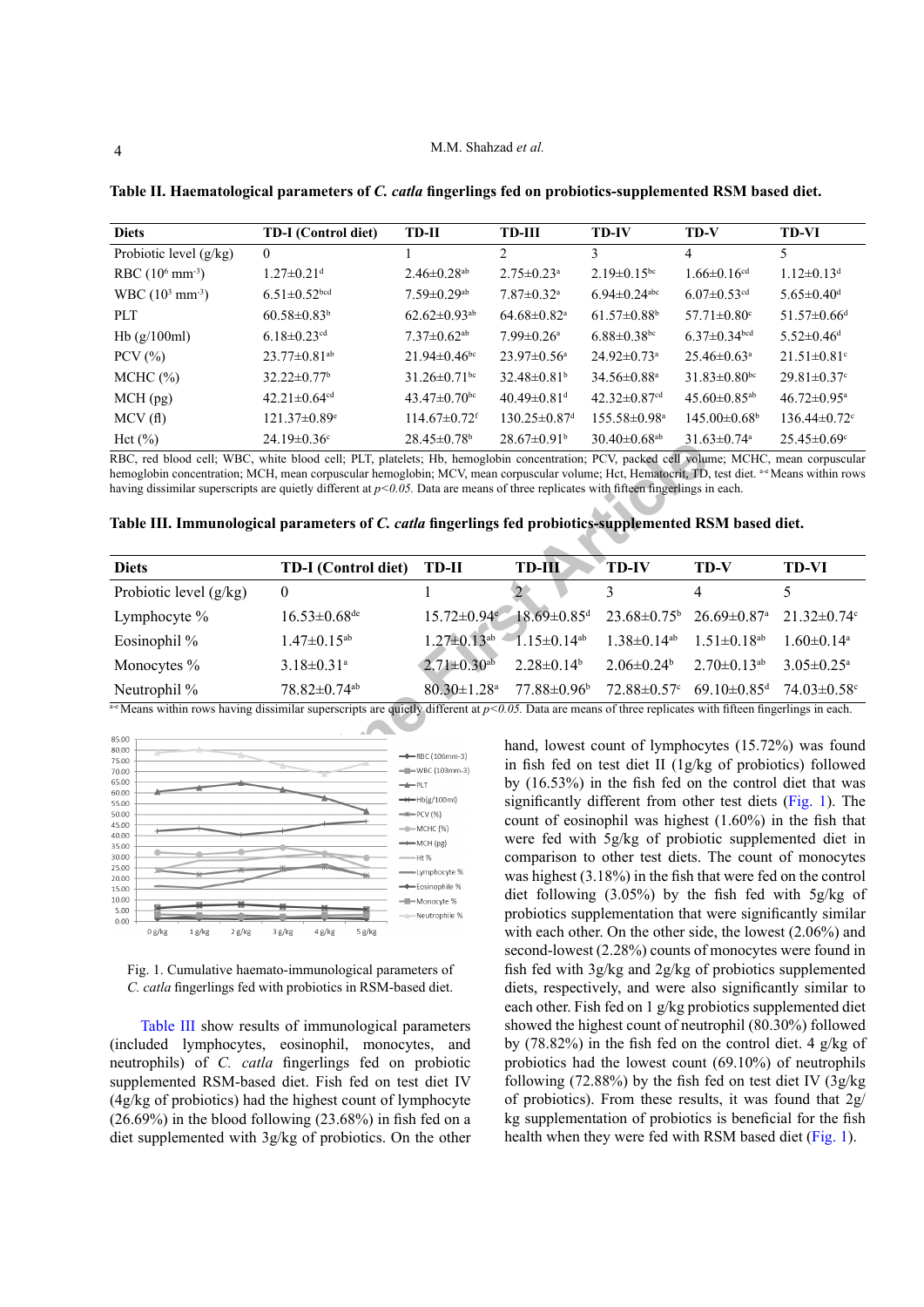**Table II. Haematological parameters of *C. catla* fingerlings fed on probiotics-supplemented RSM based diet.**

| Diets | TD-I (Control diet) | TD-II | TD-III | TD-IV | TD-V | TD-VI |
|---|---|---|---|---|---|---|
| Probiotic level (g/kg) | 0 | 1 | 2 | 3 | 4 | 5 |
| RBC ($10^6$ mm$^{-3}$) | 1.27±0.21$^{d}$ | 2.46±0.28$^{ab}$ | 2.75±0.23$^{a}$ | 2.19±0.15$^{bc}$ | 1.66±0.16$^{cd}$ | 1.12±0.13$^{d}$ |
| WBC ($10^3$ mm$^{-3}$) | 6.51±0.52$^{bcd}$ | 7.59±0.29$^{ab}$ | 7.87±0.32$^{a}$ | 6.94±0.24$^{abc}$ | 6.07±0.53$^{cd}$ | 5.65±0.40$^{d}$ |
| PLT | 60.58±0.83$^{b}$ | 62.62±0.93$^{ab}$ | 64.68±0.82$^{a}$ | 61.57±0.88$^{b}$ | 57.71±0.80$^{c}$ | 51.57±0.66$^{d}$ |
| Hb (g/100ml) | 6.18±0.23$^{cd}$ | 7.37±0.62$^{ab}$ | 7.99±0.26$^{a}$ | 6.88±0.38$^{bc}$ | 6.37±0.34$^{bcd}$ | 5.52±0.46$^{d}$ |
| PCV (%) | 23.77±0.81$^{ab}$ | 21.94±0.46$^{bc}$ | 23.97±0.56$^{a}$ | 24.92±0.73$^{a}$ | 25.46±0.63$^{a}$ | 21.51±0.81$^{c}$ |
| MCHC (%) | 32.22±0.77$^{b}$ | 31.26±0.71$^{bc}$ | 32.48±0.81$^{b}$ | 34.56±0.88$^{a}$ | 31.83±0.80$^{bc}$ | 29.81±0.37$^{c}$ |
| MCH (pg) | 42.21±0.64$^{cd}$ | 43.47±0.70$^{bc}$ | 40.49±0.81$^{d}$ | 42.32±0.87$^{cd}$ | 45.60±0.85$^{ab}$ | 46.72±0.95$^{a}$ |
| MCV (fl) | 121.37±0.89$^{e}$ | 114.67±0.72$^{f}$ | 130.25±0.87$^{d}$ | 155.58±0.98$^{a}$ | 145.00±0.68$^{b}$ | 136.44±0.72$^{c}$ |
| Hct (%) | 24.19±0.36$^{c}$ | 28.45±0.78$^{b}$ | 28.67±0.91$^{b}$ | 30.40±0.68$^{ab}$ | 31.63±0.74$^{a}$ | 25.45±0.69$^{c}$ |

RBC, red blood cell; WBC, white blood cell; PLT, platelets; Hb, hemoglobin concentration; PCV, packed cell volume; MCHC, mean corpuscular hemoglobin concentration; MCH, mean corpuscular hemoglobin; MCV, mean corpuscular volume; Hct, Hematocrit, TD, test diet. [a-e] Means within rows having dissimilar superscripts are quietly different at $p<0.05$. Data are means of three replicates with fifteen fingerlings in each.

**Table III. Immunological parameters of *C. catla* fingerlings fed probiotics-supplemented RSM based diet.**

| Diets | TD-I (Control diet) | TD-II | TD-III | TD-IV | TD-V | TD-VI |
|---|---|---|---|---|---|---|
| Probiotic level (g/kg) | 0 | 1 | 2 | 3 | 4 | 5 |
| Lymphocyte % | 16.53±0.68$^{de}$ | 15.72±0.94$^{e}$ | 18.69±0.85$^{d}$ | 23.68±0.75$^{b}$ | 26.69±0.87$^{a}$ | 21.32±0.74$^{c}$ |
| Eosinophil % | 1.47±0.15$^{ab}$ | 1.27±0.13$^{ab}$ | 1.15±0.14$^{ab}$ | 1.38±0.14$^{ab}$ | 1.51±0.18$^{ab}$ | 1.60±0.14$^{a}$ |
| Monocytes % | 3.18±0.31$^{a}$ | 2.71±0.30$^{ab}$ | 2.28±0.14$^{b}$ | 2.06±0.24$^{b}$ | 2.70±0.13$^{ab}$ | 3.05±0.25$^{a}$ |
| Neutrophil % | 78.82±0.74$^{ab}$ | 80.30±1.28$^{a}$ | 77.88±0.96$^{b}$ | 72.88±0.57$^{c}$ | 69.10±0.85$^{d}$ | 74.03±0.58$^{c}$ |

[a-e] Means within rows having dissimilar superscripts are quietly different at $p<0.05$. Data are means of three replicates with fifteen fingerlings in each.

Fig. 1. Cumulative haemato-immunological parameters of *C. catla* fingerlings fed with probiotics in RSM-based diet.

Table III show results of immunological parameters (included lymphocytes, eosinophil, monocytes, and neutrophils) of *C. catla* fingerlings fed on probiotic supplemented RSM-based diet. Fish fed on test diet IV (4g/kg of probiotics) had the highest count of lymphocyte (26.69%) in the blood following (23.68%) in fish fed on a diet supplemented with 3g/kg of probiotics. On the other hand, lowest count of lymphocytes (15.72%) was found in fish fed on test diet II (1g/kg of probiotics) followed by (16.53%) in the fish fed on the control diet that was significantly different from other test diets (Fig. 1). The count of eosinophil was highest (1.60%) in the fish that were fed with 5g/kg of probiotic supplemented diet in comparison to other test diets. The count of monocytes was highest (3.18%) in the fish that were fed on the control diet following (3.05%) by the fish fed with 5g/kg of probiotics supplementation that were significantly similar with each other. On the other side, the lowest (2.06%) and second-lowest (2.28%) counts of monocytes were found in fish fed with 3g/kg and 2g/kg of probiotics supplemented diets, respectively, and were also significantly similar to each other. Fish fed on 1 g/kg probiotics supplemented diet showed the highest count of neutrophil (80.30%) followed by (78.82%) in the fish fed on the control diet. 4 g/kg of probiotics had the lowest count (69.10%) of neutrophils following (72.88%) by the fish fed on test diet IV (3g/kg of probiotics). From these results, it was found that 2g/kg supplementation of probiotics is beneficial for the fish health when they were fed with RSM based diet (Fig. 1).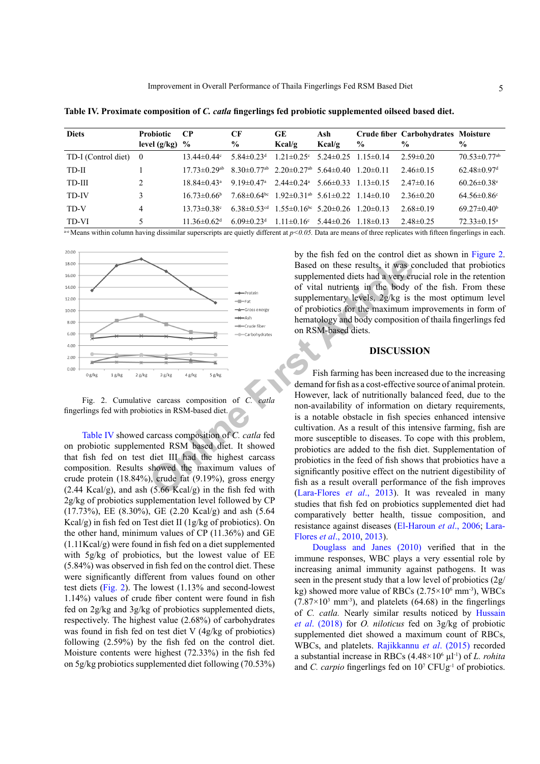**Table IV. Proximate composition of *C. catla* fingerlings fed probiotic supplemented oilseed based diet.**

| Diets | Probiotic level (g/kg) | CP % | CF % | GE Kcal/g | Ash Kcal/g | Crude fiber % | Carbohydrates % | Moisture % |
|---|---|---|---|---|---|---|---|---|
| TD-I (Control diet) | 0 | 13.44±0.44[c] | 5.84±0.23[d] | 1.21±0.25[c] | 5.24±0.25 | 1.15±0.14 | 2.59±0.20 | 70.53±0.77[ab] |
| TD-II | 1 | 17.73±0.29[ab] | 8.30±0.77[ab] | 2.20±0.27[ab] | 5.64±0.40 | 1.20±0.11 | 2.46±0.15 | 62.48±0.97[d] |
| TD-III | 2 | 18.84±0.43[a] | 9.19±0.47[a] | 2.44±0.24[a] | 5.66±0.33 | 1.13±0.15 | 2.47±0.16 | 60.26±0.38[e] |
| TD-IV | 3 | 16.73±0.66[b] | 7.68±0.64[bc] | 1.92±0.31[ab] | 5.61±0.22 | 1.14±0.10 | 2.36±0.20 | 64.56±0.86[c] |
| TD-V | 4 | 13.73±0.38[c] | 6.38±0.53[cd] | 1.55±0.16[bc] | 5.20±0.26 | 1.20±0.13 | 2.68±0.19 | 69.27±0.40[b] |
| TD-VI | 5 | 11.36±0.62[d] | 6.09±0.23[d] | 1.11±0.16[c] | 5.44±0.26 | 1.18±0.13 | 2.48±0.25 | 72.33±0.15[a] |

[a-e] Means within column having dissimilar superscripts are quietly different at $p<0.05$. Data are means of three replicates with fifteen fingerlings in each.

Fig. 2. Cumulative carcass composition of *C. catla* fingerlings fed with probiotics in RSM-based diet.

Table IV showed carcass composition of *C. catla* fed on probiotic supplemented RSM based diet. It showed that fish fed on test diet III had the highest carcass composition. Results showed the maximum values of crude protein (18.84%), crude fat (9.19%), gross energy (2.44 Kcal/g), and ash (5.66 Kcal/g) in the fish fed with 2g/kg of probiotics supplementation level followed by CP (17.73%), EE (8.30%), GE (2.20 Kcal/g) and ash (5.64 Kcal/g) in fish fed on Test diet II (1g/kg of probiotics). On the other hand, minimum values of CP (11.36%) and GE (1.11Kcal/g) were found in fish fed on a diet supplemented with 5g/kg of probiotics, but the lowest value of EE (5.84%) was observed in fish fed on the control diet. These were significantly different from values found on other test diets (Fig. 2). The lowest (1.13%) and second-lowest 1.14%) values of crude fiber content were found in fish fed on 2g/kg and 3g/kg of probiotics supplemented diets, respectively. The highest value (2.68%) of carbohydrates was found in fish fed on test diet V (4g/kg of probiotics) following (2.59%) by the fish fed on the control diet. Moisture contents were highest (72.33%) in the fish fed on 5g/kg probiotics supplemented diet following (70.53%) by the fish fed on the control diet as shown in Figure 2. Based on these results, it was concluded that probiotics supplemented diets had a very crucial role in the retention of vital nutrients in the body of the fish. From these supplementary levels, 2g/kg is the most optimum level of probiotics for the maximum improvements in form of hematology and body composition of thaila fingerlings fed on RSM-based diets.

## DISCUSSION

Fish farming has been increased due to the increasing demand for fish as a cost-effective source of animal protein. However, lack of nutritionally balanced feed, due to the non-availability of information on dietary requirements, is a notable obstacle in fish species enhanced intensive cultivation. As a result of this intensive farming, fish are more susceptible to diseases. To cope with this problem, probiotics are added to the fish diet. Supplementation of probiotics in the feed of fish shows that probiotics have a significantly positive effect on the nutrient digestibility of fish as a result overall performance of the fish improves (Lara-Flores *et al*., 2013). It was revealed in many studies that fish fed on probiotics supplemented diet had comparatively better health, tissue composition, and resistance against diseases (El-Haroun *et al*., 2006; Lara-Flores *et al*., 2010, 2013).

Douglass and Janes (2010) verified that in the immune responses, WBC plays a very essential role by increasing animal immunity against pathogens. It was seen in the present study that a low level of probiotics (2g/kg) showed more value of RBCs ($2.75\times10^{6}$ mm$^{-3}$), WBCs ($7.87\times10^{3}$ mm$^{-3}$), and platelets (64.68) in the fingerlings of *C. catla.* Nearly similar results noticed by Hussain *et al*. (2018) for *O. niloticus* fed on 3g/kg of probiotic supplemented diet showed a maximum count of RBCs, WBCs, and platelets. Rajikkannu *et al*. (2015) recorded a substantial increase in RBCs ($4.48\times10^{6}$ µl$^{-1}$) of *L. rohita* and *C. carpio* fingerlings fed on $10^{7}$ CFUg$^{-1}$ of probiotics.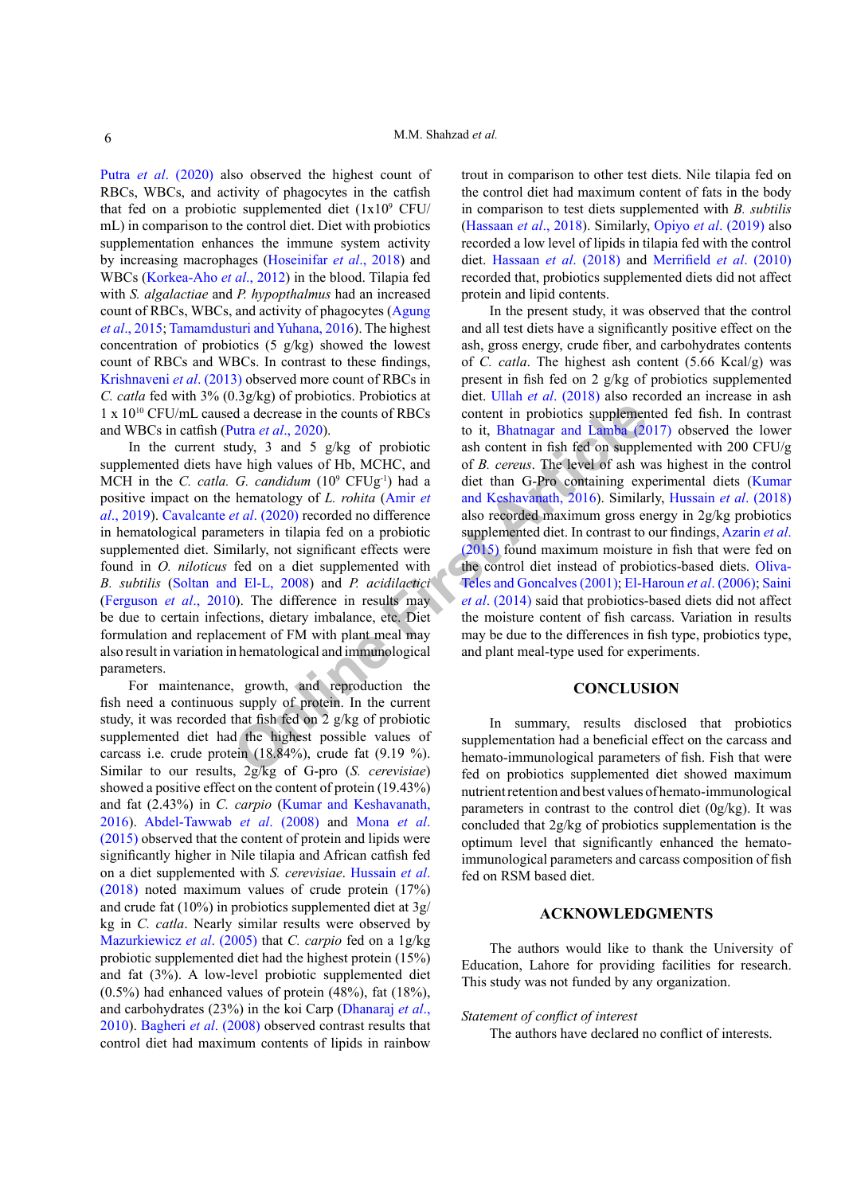Putra *et al*. (2020) also observed the highest count of RBCs, WBCs, and activity of phagocytes in the catfish that fed on a probiotic supplemented diet (1x10$^{9}$ CFU/mL) in comparison to the control diet. Diet with probiotics supplementation enhances the immune system activity by increasing macrophages (Hoseinifar *et al*., 2018) and WBCs (Korkea-Aho *et al*., 2012) in the blood. Tilapia fed with *S. algalactiae* and *P. hypopthalmus* had an increased count of RBCs, WBCs, and activity of phagocytes (Agung *et al*., 2015; Tamamdusturi and Yuhana, 2016). The highest concentration of probiotics (5 g/kg) showed the lowest count of RBCs and WBCs. In contrast to these findings, Krishnaveni *et al*. (2013) observed more count of RBCs in *C. catla* fed with 3% (0.3g/kg) of probiotics. Probiotics at 1 x 10$^{10}$ CFU/mL caused a decrease in the counts of RBCs and WBCs in catfish (Putra *et al*., 2020).

In the current study, 3 and 5 g/kg of probiotic supplemented diets have high values of Hb, MCHC, and MCH in the *C. catla*. *G. candidum* (10$^{9}$ CFUg$^{-1}$) had a positive impact on the hematology of *L. rohita* (Amir *et al*., 2019). Cavalcante *et al*. (2020) recorded no difference in hematological parameters in tilapia fed on a probiotic supplemented diet. Similarly, not significant effects were found in *O. niloticus* fed on a diet supplemented with *B. subtilis* (Soltan and El-L, 2008) and *P. acidilactici* (Ferguson *et al*., 2010). The difference in results may be due to certain infections, dietary imbalance, etc. Diet formulation and replacement of FM with plant meal may also result in variation in hematological and immunological parameters.

For maintenance, growth, and reproduction the fish need a continuous supply of protein. In the current study, it was recorded that fish fed on 2 g/kg of probiotic supplemented diet had the highest possible values of carcass i.e. crude protein (18.84%), crude fat (9.19 %). Similar to our results, 2g/kg of G-pro (*S. cerevisiae*) showed a positive effect on the content of protein (19.43%) and fat (2.43%) in *C. carpio* (Kumar and Keshavanath, 2016). Abdel-Tawwab *et al*. (2008) and Mona *et al*. (2015) observed that the content of protein and lipids were significantly higher in Nile tilapia and African catfish fed on a diet supplemented with *S. cerevisiae*. Hussain *et al*. (2018) noted maximum values of crude protein (17%) and crude fat (10%) in probiotics supplemented diet at 3g/kg in *C. catla*. Nearly similar results were observed by Mazurkiewicz *et al*. (2005) that *C. carpio* fed on a 1g/kg probiotic supplemented diet had the highest protein (15%) and fat (3%). A low-level probiotic supplemented diet (0.5%) had enhanced values of protein (48%), fat (18%), and carbohydrates (23%) in the koi Carp (Dhanaraj *et al*., 2010). Bagheri *et al*. (2008) observed contrast results that control diet had maximum contents of lipids in rainbow trout in comparison to other test diets. Nile tilapia fed on the control diet had maximum content of fats in the body in comparison to test diets supplemented with *B. subtilis* (Hassaan *et al*., 2018). Similarly, Opiyo *et al*. (2019) also recorded a low level of lipids in tilapia fed with the control diet. Hassaan *et al*. (2018) and Merrifield *et al*. (2010) recorded that, probiotics supplemented diets did not affect protein and lipid contents.

In the present study, it was observed that the control and all test diets have a significantly positive effect on the ash, gross energy, crude fiber, and carbohydrates contents of *C. catla*. The highest ash content (5.66 Kcal/g) was present in fish fed on 2 g/kg of probiotics supplemented diet. Ullah *et al*. (2018) also recorded an increase in ash content in probiotics supplemented fed fish. In contrast to it, Bhatnagar and Lamba (2017) observed the lower ash content in fish fed on supplemented with 200 CFU/g of *B. cereus*. The level of ash was highest in the control diet than G-Pro containing experimental diets (Kumar and Keshavanath, 2016). Similarly, Hussain *et al*. (2018) also recorded maximum gross energy in 2g/kg probiotics supplemented diet. In contrast to our findings, Azarin *et al*. (2015) found maximum moisture in fish that were fed on the control diet instead of probiotics-based diets. Oliva-Teles and Goncalves (2001); El-Haroun *et al*. (2006); Saini *et al*. (2014) said that probiotics-based diets did not affect the moisture content of fish carcass. Variation in results may be due to the differences in fish type, probiotics type, and plant meal-type used for experiments.

## CONCLUSION

In summary, results disclosed that probiotics supplementation had a beneficial effect on the carcass and hemato-immunological parameters of fish. Fish that were fed on probiotics supplemented diet showed maximum nutrient retention and best values of hemato-immunological parameters in contrast to the control diet (0g/kg). It was concluded that 2g/kg of probiotics supplementation is the optimum level that significantly enhanced the hemato-immunological parameters and carcass composition of fish fed on RSM based diet.

## ACKNOWLEDGMENTS

The authors would like to thank the University of Education, Lahore for providing facilities for research. This study was not funded by any organization.

*Statement of conflict of interest*

The authors have declared no conflict of interests.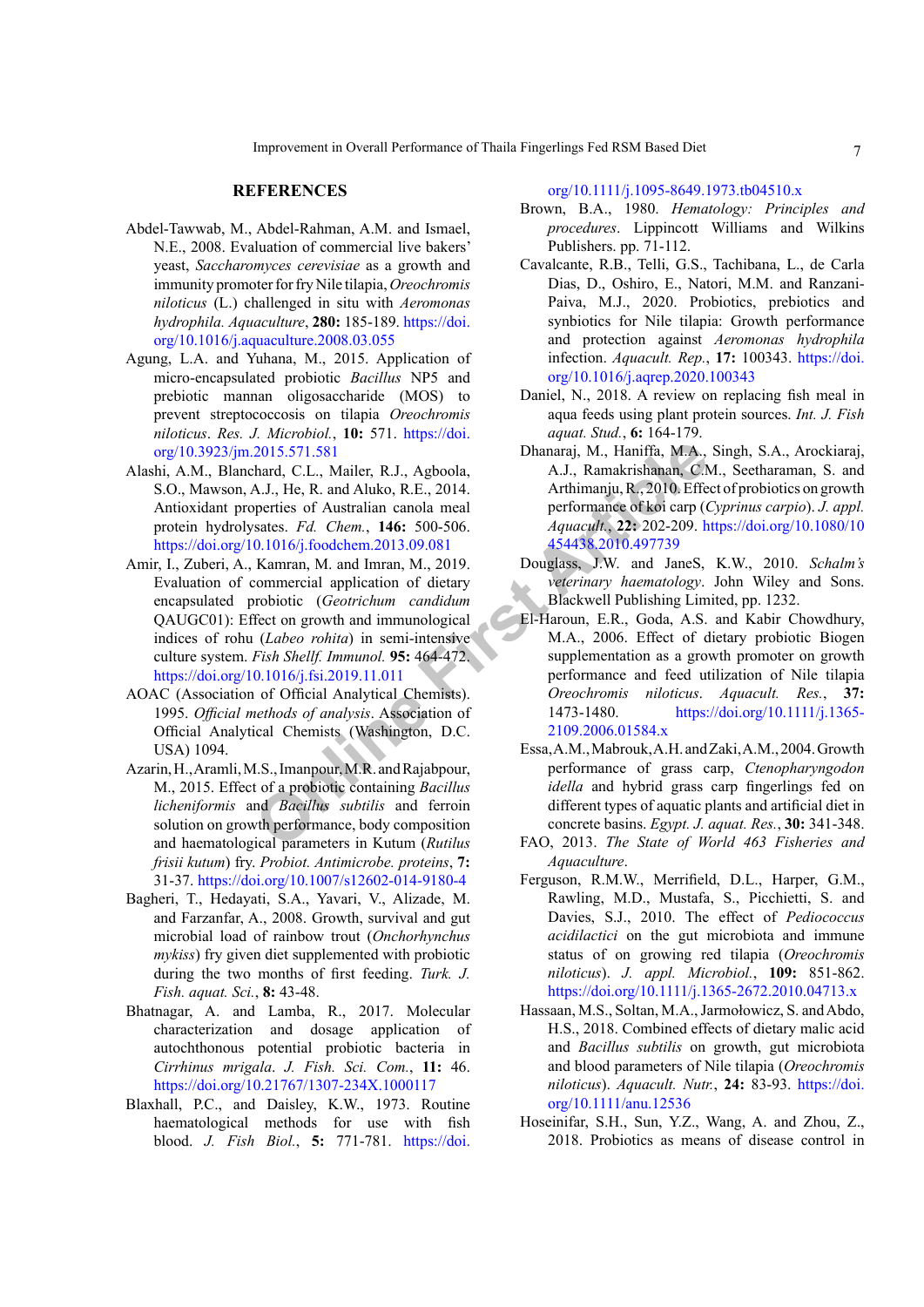## REFERENCES

Abdel-Tawwab, M., Abdel-Rahman, A.M. and Ismael, N.E., 2008. Evaluation of commercial live bakers' yeast, *Saccharomyces cerevisiae* as a growth and immunity promoter for fry Nile tilapia, *Oreochromis niloticus* (L.) challenged in situ with *Aeromonas hydrophila*. *Aquaculture*, **280:** 185-189. https://doi.org/10.1016/j.aquaculture.2008.03.055

Agung, L.A. and Yuhana, M., 2015. Application of micro-encapsulated probiotic *Bacillus* NP5 and prebiotic mannan oligosaccharide (MOS) to prevent streptococcosis on tilapia *Oreochromis niloticus*. *Res. J. Microbiol.*, **10:** 571. https://doi.org/10.3923/jm.2015.571.581

Alashi, A.M., Blanchard, C.L., Mailer, R.J., Agboola, S.O., Mawson, A.J., He, R. and Aluko, R.E., 2014. Antioxidant properties of Australian canola meal protein hydrolysates. *Fd. Chem.*, **146:** 500-506. https://doi.org/10.1016/j.foodchem.2013.09.081

Amir, I., Zuberi, A., Kamran, M. and Imran, M., 2019. Evaluation of commercial application of dietary encapsulated probiotic (*Geotrichum candidum* QAUGC01): Effect on growth and immunological indices of rohu (*Labeo rohita*) in semi-intensive culture system. *Fish Shellf. Immunol.* **95:** 464-472. https://doi.org/10.1016/j.fsi.2019.11.011

AOAC (Association of Official Analytical Chemists). 1995. *Official methods of analysis*. Association of Official Analytical Chemists (Washington, D.C. USA) 1094.

Azarin, H., Aramli, M.S., Imanpour, M.R. and Rajabpour, M., 2015. Effect of a probiotic containing *Bacillus licheniformis* and *Bacillus subtilis* and ferroin solution on growth performance, body composition and haematological parameters in Kutum (*Rutilus frisii kutum*) fry. *Probiot. Antimicrobe. proteins*, **7:** 31-37. https://doi.org/10.1007/s12602-014-9180-4

Bagheri, T., Hedayati, S.A., Yavari, V., Alizade, M. and Farzanfar, A., 2008. Growth, survival and gut microbial load of rainbow trout (*Onchorhynchus mykiss*) fry given diet supplemented with probiotic during the two months of first feeding. *Turk. J. Fish. aquat. Sci.*, **8:** 43-48.

Bhatnagar, A. and Lamba, R., 2017. Molecular characterization and dosage application of autochthonous potential probiotic bacteria in *Cirrhinus mrigala*. *J. Fish. Sci. Com.*, **11:** 46. https://doi.org/10.21767/1307-234X.1000117

Blaxhall, P.C., and Daisley, K.W., 1973. Routine haematological methods for use with fish blood. *J. Fish Biol.*, **5:** 771-781. https://doi.org/10.1111/j.1095-8649.1973.tb04510.x

Brown, B.A., 1980. *Hematology: Principles and procedures*. Lippincott Williams and Wilkins Publishers. pp. 71-112.

Cavalcante, R.B., Telli, G.S., Tachibana, L., de Carla Dias, D., Oshiro, E., Natori, M.M. and Ranzani-Paiva, M.J., 2020. Probiotics, prebiotics and synbiotics for Nile tilapia: Growth performance and protection against *Aeromonas hydrophila* infection. *Aquacult. Rep.*, **17:** 100343. https://doi.org/10.1016/j.aqrep.2020.100343

Daniel, N., 2018. A review on replacing fish meal in aqua feeds using plant protein sources. *Int. J. Fish aquat. Stud.*, **6:** 164-179.

Dhanaraj, M., Haniffa, M.A., Singh, S.A., Arockiaraj, A.J., Ramakrishanan, C.M., Seetharaman, S. and Arthimanju, R., 2010. Effect of probiotics on growth performance of koi carp (*Cyprinus carpio*). *J. appl. Aquacult.*, **22:** 202-209. https://doi.org/10.1080/10454438.2010.497739

Douglass, J.W. and JaneS, K.W., 2010. *Schalm's veterinary haematology*. John Wiley and Sons. Blackwell Publishing Limited, pp. 1232.

El-Haroun, E.R., Goda, A.S. and Kabir Chowdhury, M.A., 2006. Effect of dietary probiotic Biogen supplementation as a growth promoter on growth performance and feed utilization of Nile tilapia *Oreochromis niloticus*. *Aquacult. Res.*, **37:** 1473-1480. https://doi.org/10.1111/j.1365-2109.2006.01584.x

Essa, A.M., Mabrouk, A.H. and Zaki, A.M., 2004. Growth performance of grass carp, *Ctenopharyngodon idella* and hybrid grass carp fingerlings fed on different types of aquatic plants and artificial diet in concrete basins. *Egypt. J. aquat. Res.*, **30:** 341-348.

FAO, 2013. *The State of World 463 Fisheries and Aquaculture*.

Ferguson, R.M.W., Merrifield, D.L., Harper, G.M., Rawling, M.D., Mustafa, S., Picchietti, S. and Davies, S.J., 2010. The effect of *Pediococcus acidilactici* on the gut microbiota and immune status of on growing red tilapia (*Oreochromis niloticus*). *J. appl. Microbiol.*, **109:** 851-862. https://doi.org/10.1111/j.1365-2672.2010.04713.x

Hassaan, M.S., Soltan, M.A., Jarmołowicz, S. and Abdo, H.S., 2018. Combined effects of dietary malic acid and *Bacillus subtilis* on growth, gut microbiota and blood parameters of Nile tilapia (*Oreochromis niloticus*). *Aquacult. Nutr.*, **24:** 83-93. https://doi.org/10.1111/anu.12536

Hoseinifar, S.H., Sun, Y.Z., Wang, A. and Zhou, Z., 2018. Probiotics as means of disease control in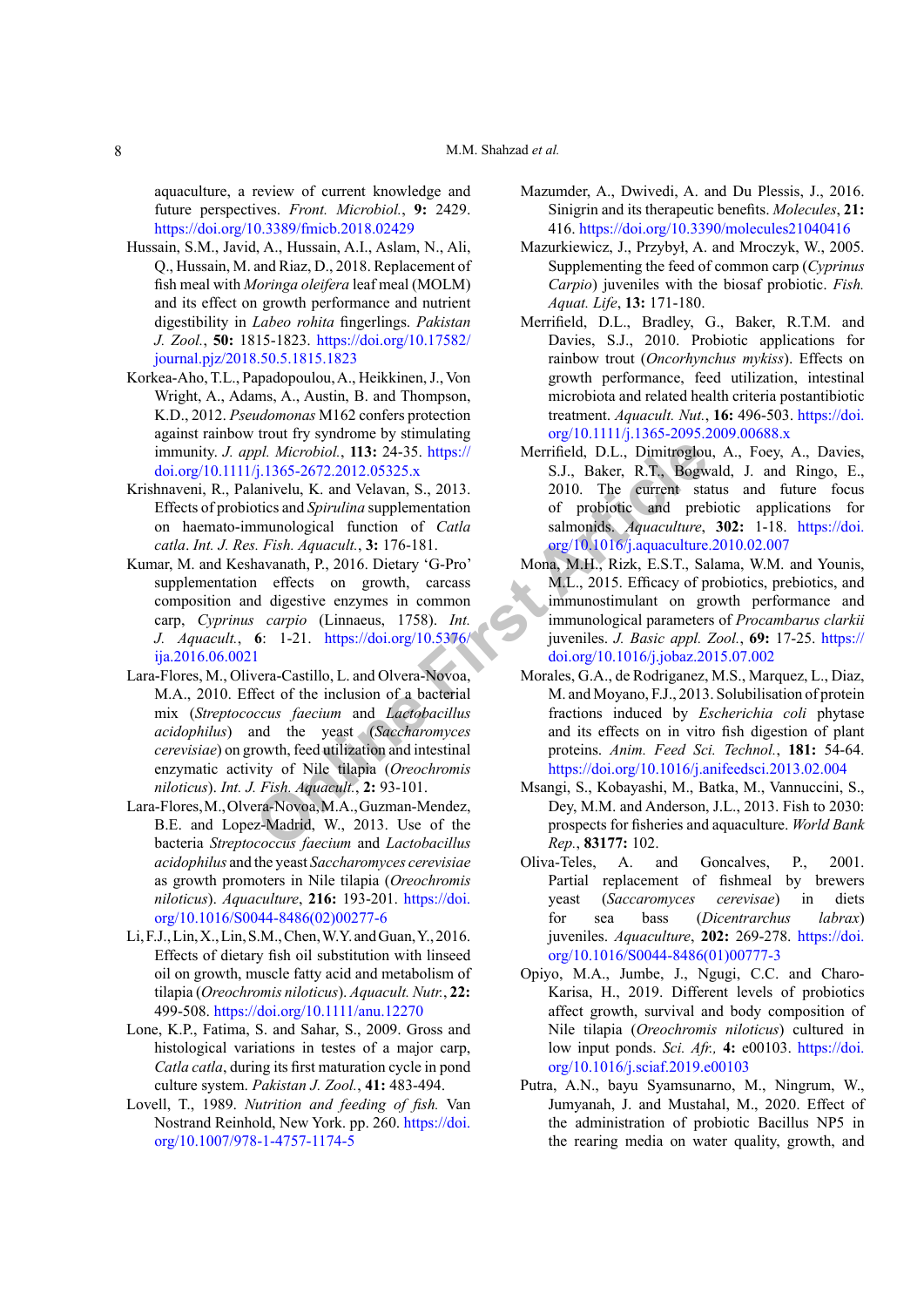aquaculture, a review of current knowledge and future perspectives. *Front. Microbiol.*, **9:** 2429. https://doi.org/10.3389/fmicb.2018.02429

Hussain, S.M., Javid, A., Hussain, A.I., Aslam, N., Ali, Q., Hussain, M. and Riaz, D., 2018. Replacement of fish meal with *Moringa oleifera* leaf meal (MOLM) and its effect on growth performance and nutrient digestibility in *Labeo rohita* fingerlings. *Pakistan J. Zool.*, **50:** 1815-1823. https://doi.org/10.17582/journal.pjz/2018.50.5.1815.1823

Korkea-Aho, T.L., Papadopoulou, A., Heikkinen, J., Von Wright, A., Adams, A., Austin, B. and Thompson, K.D., 2012. *Pseudomonas* M162 confers protection against rainbow trout fry syndrome by stimulating immunity. *J. appl. Microbiol.*, **113:** 24-35. https://doi.org/10.1111/j.1365-2672.2012.05325.x

Krishnaveni, R., Palanivelu, K. and Velavan, S., 2013. Effects of probiotics and *Spirulina* supplementation on haemato-immunological function of *Catla catla*. *Int. J. Res. Fish. Aquacult.*, **3:** 176-181.

Kumar, M. and Keshavanath, P., 2016. Dietary 'G-Pro' supplementation effects on growth, carcass composition and digestive enzymes in common carp, *Cyprinus carpio* (Linnaeus, 1758). *Int. J. Aquacult.*, **6**: 1-21. https://doi.org/10.5376/ija.2016.06.0021

Lara-Flores, M., Olivera-Castillo, L. and Olvera-Novoa, M.A., 2010. Effect of the inclusion of a bacterial mix (*Streptococcus faecium* and *Lactobacillus acidophilus*) and the yeast (*Saccharomyces cerevisiae*) on growth, feed utilization and intestinal enzymatic activity of Nile tilapia (*Oreochromis niloticus*). *Int. J. Fish. Aquacult.*, **2:** 93-101.

Lara-Flores, M., Olvera-Novoa, M.A., Guzman-Mendez, B.E. and Lopez-Madrid, W., 2013. Use of the bacteria *Streptococcus faecium* and *Lactobacillus acidophilus* and the yeast *Saccharomyces cerevisiae* as growth promoters in Nile tilapia (*Oreochromis niloticus*). *Aquaculture*, **216:** 193-201. https://doi.org/10.1016/S0044-8486(02)00277-6

Li, F.J., Lin, X., Lin, S.M., Chen, W.Y. and Guan, Y., 2016. Effects of dietary fish oil substitution with linseed oil on growth, muscle fatty acid and metabolism of tilapia (*Oreochromis niloticus*). *Aquacult. Nutr.*, **22:** 499-508. https://doi.org/10.1111/anu.12270

Lone, K.P., Fatima, S. and Sahar, S., 2009. Gross and histological variations in testes of a major carp, *Catla catla*, during its first maturation cycle in pond culture system. *Pakistan J. Zool.*, **41:** 483-494.

Lovell, T., 1989. *Nutrition and feeding of fish.* Van Nostrand Reinhold, New York. pp. 260. https://doi.org/10.1007/978-1-4757-1174-5

Mazumder, A., Dwivedi, A. and Du Plessis, J., 2016. Sinigrin and its therapeutic benefits. *Molecules*, **21:** 416. https://doi.org/10.3390/molecules21040416

Mazurkiewicz, J., Przybył, A. and Mroczyk, W., 2005. Supplementing the feed of common carp (*Cyprinus Carpio*) juveniles with the biosaf probiotic. *Fish. Aquat. Life*, **13:** 171-180.

Merrifield, D.L., Bradley, G., Baker, R.T.M. and Davies, S.J., 2010. Probiotic applications for rainbow trout (*Oncorhynchus mykiss*). Effects on growth performance, feed utilization, intestinal microbiota and related health criteria postantibiotic treatment. *Aquacult. Nut.*, **16:** 496-503. https://doi.org/10.1111/j.1365-2095.2009.00688.x

Merrifield, D.L., Dimitroglou, A., Foey, A., Davies, S.J., Baker, R.T., Bogwald, J. and Ringo, E., 2010. The current status and future focus of probiotic and prebiotic applications for salmonids. *Aquaculture*, **302:** 1-18. https://doi.org/10.1016/j.aquaculture.2010.02.007

Mona, M.H., Rizk, E.S.T., Salama, W.M. and Younis, M.L., 2015. Efficacy of probiotics, prebiotics, and immunostimulant on growth performance and immunological parameters of *Procambarus clarkii* juveniles. *J. Basic appl. Zool.*, **69:** 17-25. https://doi.org/10.1016/j.jobaz.2015.07.002

Morales, G.A., de Rodriganez, M.S., Marquez, L., Diaz, M. and Moyano, F.J., 2013. Solubilisation of protein fractions induced by *Escherichia coli* phytase and its effects on in vitro fish digestion of plant proteins. *Anim. Feed Sci. Technol.*, **181:** 54-64. https://doi.org/10.1016/j.anifeedsci.2013.02.004

Msangi, S., Kobayashi, M., Batka, M., Vannuccini, S., Dey, M.M. and Anderson, J.L., 2013. Fish to 2030: prospects for fisheries and aquaculture. *World Bank Rep.*, **83177:** 102.

Oliva-Teles, A. and Goncalves, P., 2001. Partial replacement of fishmeal by brewers yeast (*Saccaromyces cerevisae*) in diets for sea bass (*Dicentrarchus labrax*) juveniles. *Aquaculture*, **202:** 269-278. https://doi.org/10.1016/S0044-8486(01)00777-3

Opiyo, M.A., Jumbe, J., Ngugi, C.C. and Charo-Karisa, H., 2019. Different levels of probiotics affect growth, survival and body composition of Nile tilapia (*Oreochromis niloticus*) cultured in low input ponds. *Sci. Afr.,* **4:** e00103. https://doi.org/10.1016/j.sciaf.2019.e00103

Putra, A.N., bayu Syamsunarno, M., Ningrum, W., Jumyanah, J. and Mustahal, M., 2020. Effect of the administration of probiotic Bacillus NP5 in the rearing media on water quality, growth, and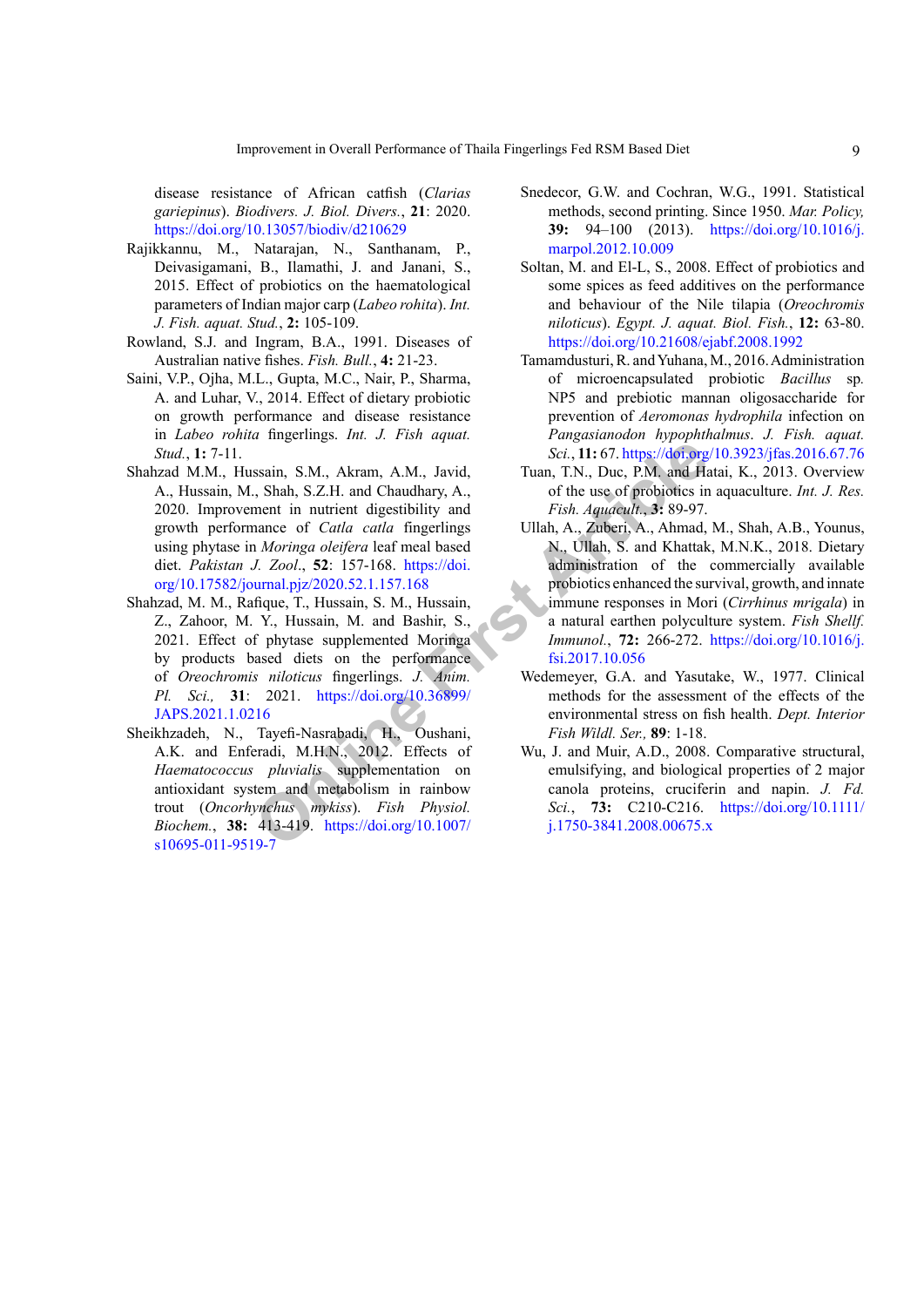disease resistance of African catfish (*Clarias gariepinus*). *Biodivers. J. Biol. Divers.*, **21**: 2020. https://doi.org/10.13057/biodiv/d210629

Rajikkannu, M., Natarajan, N., Santhanam, P., Deivasigamani, B., Ilamathi, J. and Janani, S., 2015. Effect of probiotics on the haematological parameters of Indian major carp (*Labeo rohita*). *Int. J. Fish. aquat. Stud.*, **2:** 105-109.

Rowland, S.J. and Ingram, B.A., 1991. Diseases of Australian native fishes. *Fish. Bull.*, **4:** 21-23.

Saini, V.P., Ojha, M.L., Gupta, M.C., Nair, P., Sharma, A. and Luhar, V., 2014. Effect of dietary probiotic on growth performance and disease resistance in *Labeo rohita* fingerlings. *Int. J. Fish aquat. Stud.*, **1:** 7-11.

Shahzad M.M., Hussain, S.M., Akram, A.M., Javid, A., Hussain, M., Shah, S.Z.H. and Chaudhary, A., 2020. Improvement in nutrient digestibility and growth performance of *Catla catla* fingerlings using phytase in *Moringa oleifera* leaf meal based diet. *Pakistan J. Zool.*, **52**: 157-168. https://doi.org/10.17582/journal.pjz/2020.52.1.157.168

Shahzad, M. M., Rafique, T., Hussain, S. M., Hussain, Z., Zahoor, M. Y., Hussain, M. and Bashir, S., 2021. Effect of phytase supplemented Moringa by products based diets on the performance of *Oreochromis niloticus* fingerlings. *J. Anim. Pl. Sci.*, **31**: 2021. https://doi.org/10.36899/JAPS.2021.1.0216

Sheikhzadeh, N., Tayefi-Nasrabadi, H., Oushani, A.K. and Enferadi, M.H.N., 2012. Effects of *Haematococcus pluvialis* supplementation on antioxidant system and metabolism in rainbow trout (*Oncorhynchus mykiss*). *Fish Physiol. Biochem.*, **38:** 413-419. https://doi.org/10.1007/s10695-011-9519-7

Snedecor, G.W. and Cochran, W.G., 1991. Statistical methods, second printing. Since 1950. *Mar. Policy,* **39:** 94–100 (2013). https://doi.org/10.1016/j.marpol.2012.10.009

Soltan, M. and El-L, S., 2008. Effect of probiotics and some spices as feed additives on the performance and behaviour of the Nile tilapia (*Oreochromis niloticus*). *Egypt. J. aquat. Biol. Fish.*, **12:** 63-80. https://doi.org/10.21608/ejabf.2008.1992

Tamamdusturi, R. and Yuhana, M., 2016. Administration of microencapsulated probiotic *Bacillus* sp. NP5 and prebiotic mannan oligosaccharide for prevention of *Aeromonas hydrophila* infection on *Pangasianodon hypophthalmus*. *J. Fish. aquat. Sci.*, **11:** 67. https://doi.org/10.3923/jfas.2016.67.76

Tuan, T.N., Duc, P.M. and Hatai, K., 2013. Overview of the use of probiotics in aquaculture. *Int. J. Res. Fish. Aquacult.*, **3:** 89-97.

Ullah, A., Zuberi, A., Ahmad, M., Shah, A.B., Younus, N., Ullah, S. and Khattak, M.N.K., 2018. Dietary administration of the commercially available probiotics enhanced the survival, growth, and innate immune responses in Mori (*Cirrhinus mrigala*) in a natural earthen polyculture system. *Fish Shellf. Immunol.*, **72:** 266-272. https://doi.org/10.1016/j.fsi.2017.10.056

Wedemeyer, G.A. and Yasutake, W., 1977. Clinical methods for the assessment of the effects of the environmental stress on fish health. *Dept. Interior Fish Wildl. Ser.,* **89**: 1-18.

Wu, J. and Muir, A.D., 2008. Comparative structural, emulsifying, and biological properties of 2 major canola proteins, cruciferin and napin. *J. Fd. Sci.*, **73:** C210-C216. https://doi.org/10.1111/j.1750-3841.2008.00675.x